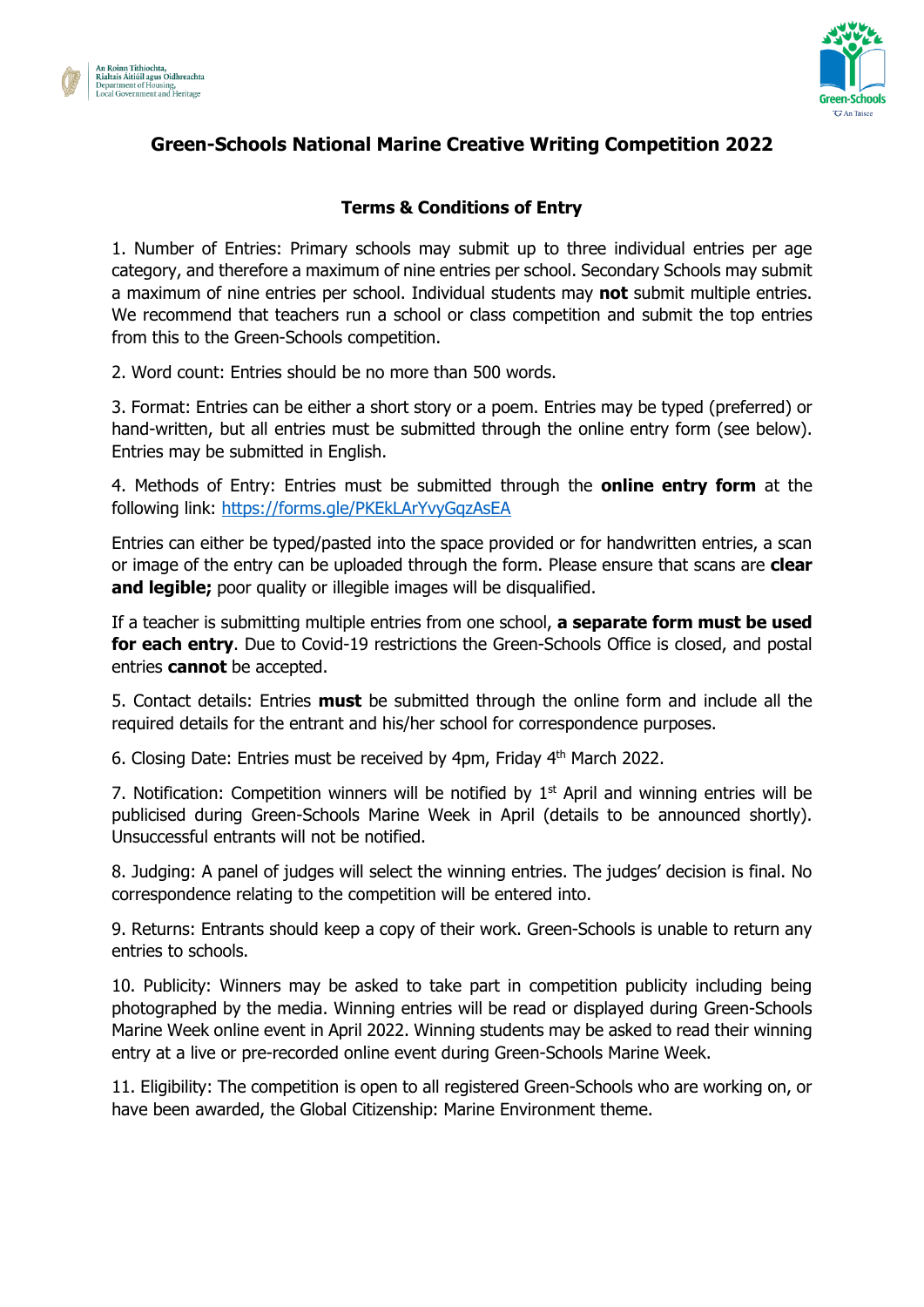# Green-Schools National Marine Creative Writing Competition 2022

## Terms & Conditions of Entry

1. Number of Entries: Primary schools may submit up to three individual entries per age category, and therefore a maximum of nine entries per school. Secondary Schools may submit a maximum of nine entries per school. Individual students may **not** submit multiple entries. We recommend that teachers run a school or class competition and submit the top entries from this to the Green-Schools competition.

2. Word count: Entries should be no more than 500 words.

3. Format: Entries can be either a short story or a poem. Entries may be typed (preferred) or hand-written, but all entries must be submitted through the online entry form (see below). Entries may be submitted in English.

4. Methods of Entry: Entries must be submitted through the **online entry form** at the following link: https://forms.gle/PKEkLArYvyGqzAsEA

Entries can either be typed/pasted into the space provided or for handwritten entries, a scan or image of the entry can be uploaded through the form. Please ensure that scans are **clear and legible;** poor quality or illegible images will be disqualified.

If a teacher is submitting multiple entries from one school, **a separate form must be used for each entry**. Due to Covid-19 restrictions the Green-Schools Office is closed, and postal entries **cannot** be accepted.

5. Contact details: Entries **must** be submitted through the online form and include all the required details for the entrant and his/her school for correspondence purposes.

6. Closing Date: Entries must be received by 4pm, Friday 4th March 2022.

7. Notification: Competition winners will be notified by 1st April and winning entries will be publicised during Green-Schools Marine Week in April (details to be announced shortly). Unsuccessful entrants will not be notified.

8. Judging: A panel of judges will select the winning entries. The judges' decision is final. No correspondence relating to the competition will be entered into.

9. Returns: Entrants should keep a copy of their work. Green-Schools is unable to return any entries to schools.

10. Publicity: Winners may be asked to take part in competition publicity including being photographed by the media. Winning entries will be read or displayed during Green-Schools Marine Week online event in April 2022. Winning students may be asked to read their winning entry at a live or pre-recorded online event during Green-Schools Marine Week.

11. Eligibility: The competition is open to all registered Green-Schools who are working on, or have been awarded, the Global Citizenship: Marine Environment theme.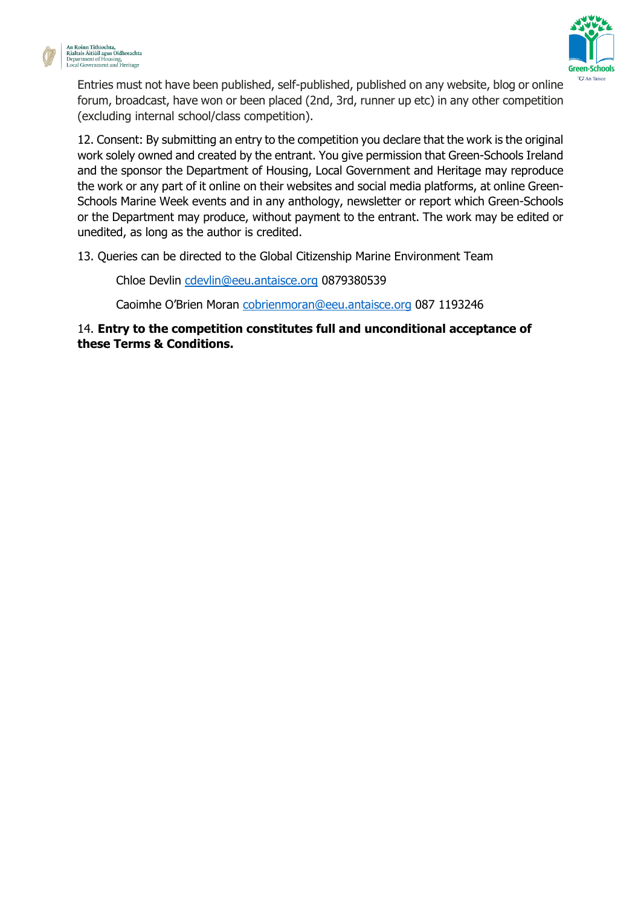Entries must not have been published, self-published, published on any website, blog or online forum, broadcast, have won or been placed (2nd, 3rd, runner up etc) in any other competition (excluding internal school/class competition).

12. Consent: By submitting an entry to the competition you declare that the work is the original work solely owned and created by the entrant. You give permission that Green-Schools Ireland and the sponsor the Department of Housing, Local Government and Heritage may reproduce the work or any part of it online on their websites and social media platforms, at online Green-Schools Marine Week events and in any anthology, newsletter or report which Green-Schools or the Department may produce, without payment to the entrant. The work may be edited or unedited, as long as the author is credited.

13. Queries can be directed to the Global Citizenship Marine Environment Team

Chloe Devlin cdevlin@eeu.antaisce.org 0879380539

Caoimhe O'Brien Moran cobrienmoran@eeu.antaisce.org 087 1193246

14. **Entry to the competition constitutes full and unconditional acceptance of these Terms & Conditions.**